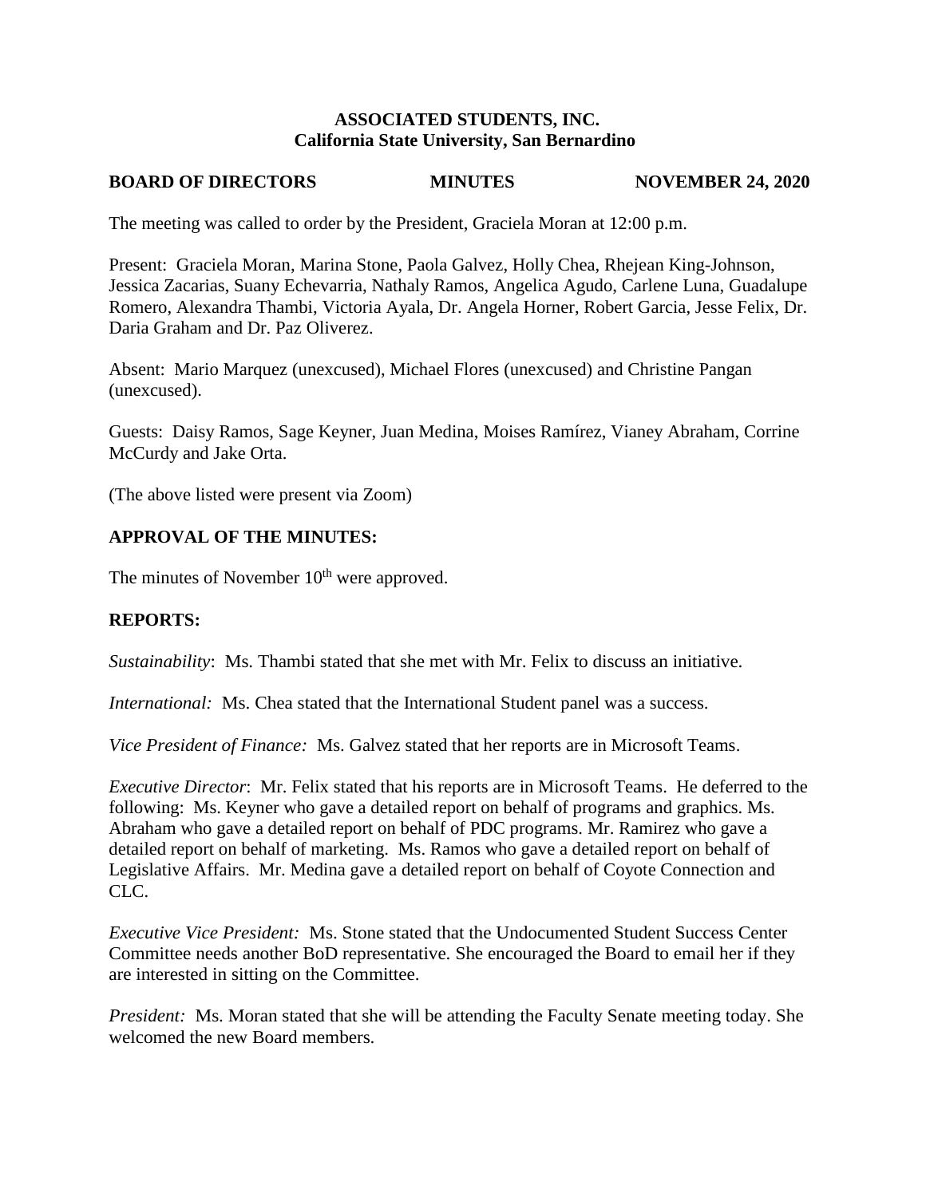**ASSOCIATED STUDENTS, INC.**
**California State University, San Bernardino**

**BOARD OF DIRECTORS MINUTES NOVEMBER 24, 2020**

The meeting was called to order by the President, Graciela Moran at 12:00 p.m.

Present: Graciela Moran, Marina Stone, Paola Galvez, Holly Chea, Rhejean King-Johnson, Jessica Zacarias, Suany Echevarria, Nathaly Ramos, Angelica Agudo, Carlene Luna, Guadalupe Romero, Alexandra Thambi, Victoria Ayala, Dr. Angela Horner, Robert Garcia, Jesse Felix, Dr. Daria Graham and Dr. Paz Oliverez.

Absent: Mario Marquez (unexcused), Michael Flores (unexcused) and Christine Pangan (unexcused).

Guests: Daisy Ramos, Sage Keyner, Juan Medina, Moises Ramírez, Vianey Abraham, Corrine McCurdy and Jake Orta.

(The above listed were present via Zoom)

## APPROVAL OF THE MINUTES:

The minutes of November 10th were approved.

## REPORTS:

*Sustainability*: Ms. Thambi stated that she met with Mr. Felix to discuss an initiative.

*International:* Ms. Chea stated that the International Student panel was a success.

*Vice President of Finance:* Ms. Galvez stated that her reports are in Microsoft Teams.

*Executive Director*: Mr. Felix stated that his reports are in Microsoft Teams. He deferred to the following: Ms. Keyner who gave a detailed report on behalf of programs and graphics. Ms. Abraham who gave a detailed report on behalf of PDC programs. Mr. Ramirez who gave a detailed report on behalf of marketing. Ms. Ramos who gave a detailed report on behalf of Legislative Affairs. Mr. Medina gave a detailed report on behalf of Coyote Connection and CLC.

*Executive Vice President:* Ms. Stone stated that the Undocumented Student Success Center Committee needs another BoD representative. She encouraged the Board to email her if they are interested in sitting on the Committee.

*President:* Ms. Moran stated that she will be attending the Faculty Senate meeting today. She welcomed the new Board members.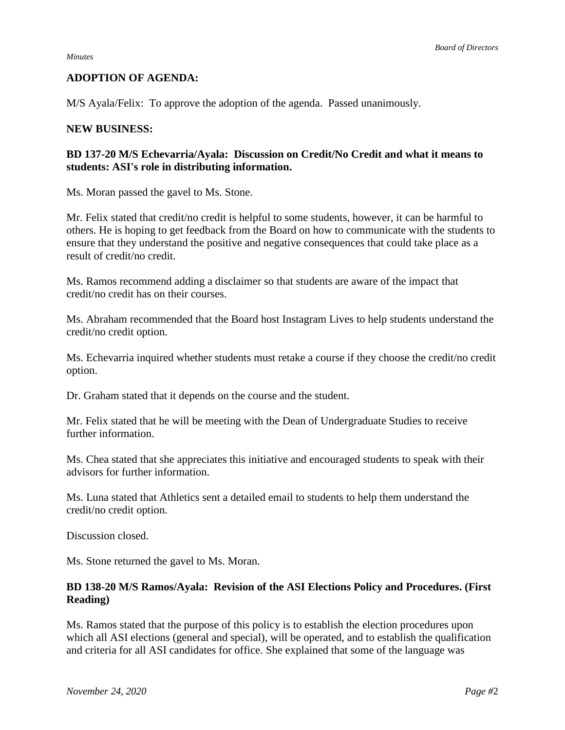**ADOPTION OF AGENDA:**

M/S Ayala/Felix: To approve the adoption of the agenda. Passed unanimously.

**NEW BUSINESS:**

**BD 137-20 M/S Echevarria/Ayala: Discussion on Credit/No Credit and what it means to students: ASI's role in distributing information.**

Ms. Moran passed the gavel to Ms. Stone.

Mr. Felix stated that credit/no credit is helpful to some students, however, it can be harmful to others. He is hoping to get feedback from the Board on how to communicate with the students to ensure that they understand the positive and negative consequences that could take place as a result of credit/no credit.

Ms. Ramos recommend adding a disclaimer so that students are aware of the impact that credit/no credit has on their courses.

Ms. Abraham recommended that the Board host Instagram Lives to help students understand the credit/no credit option.

Ms. Echevarria inquired whether students must retake a course if they choose the credit/no credit option.

Dr. Graham stated that it depends on the course and the student.

Mr. Felix stated that he will be meeting with the Dean of Undergraduate Studies to receive further information.

Ms. Chea stated that she appreciates this initiative and encouraged students to speak with their advisors for further information.

Ms. Luna stated that Athletics sent a detailed email to students to help them understand the credit/no credit option.

Discussion closed.

Ms. Stone returned the gavel to Ms. Moran.

**BD 138-20 M/S Ramos/Ayala: Revision of the ASI Elections Policy and Procedures. (First Reading)**

Ms. Ramos stated that the purpose of this policy is to establish the election procedures upon which all ASI elections (general and special), will be operated, and to establish the qualification and criteria for all ASI candidates for office. She explained that some of the language was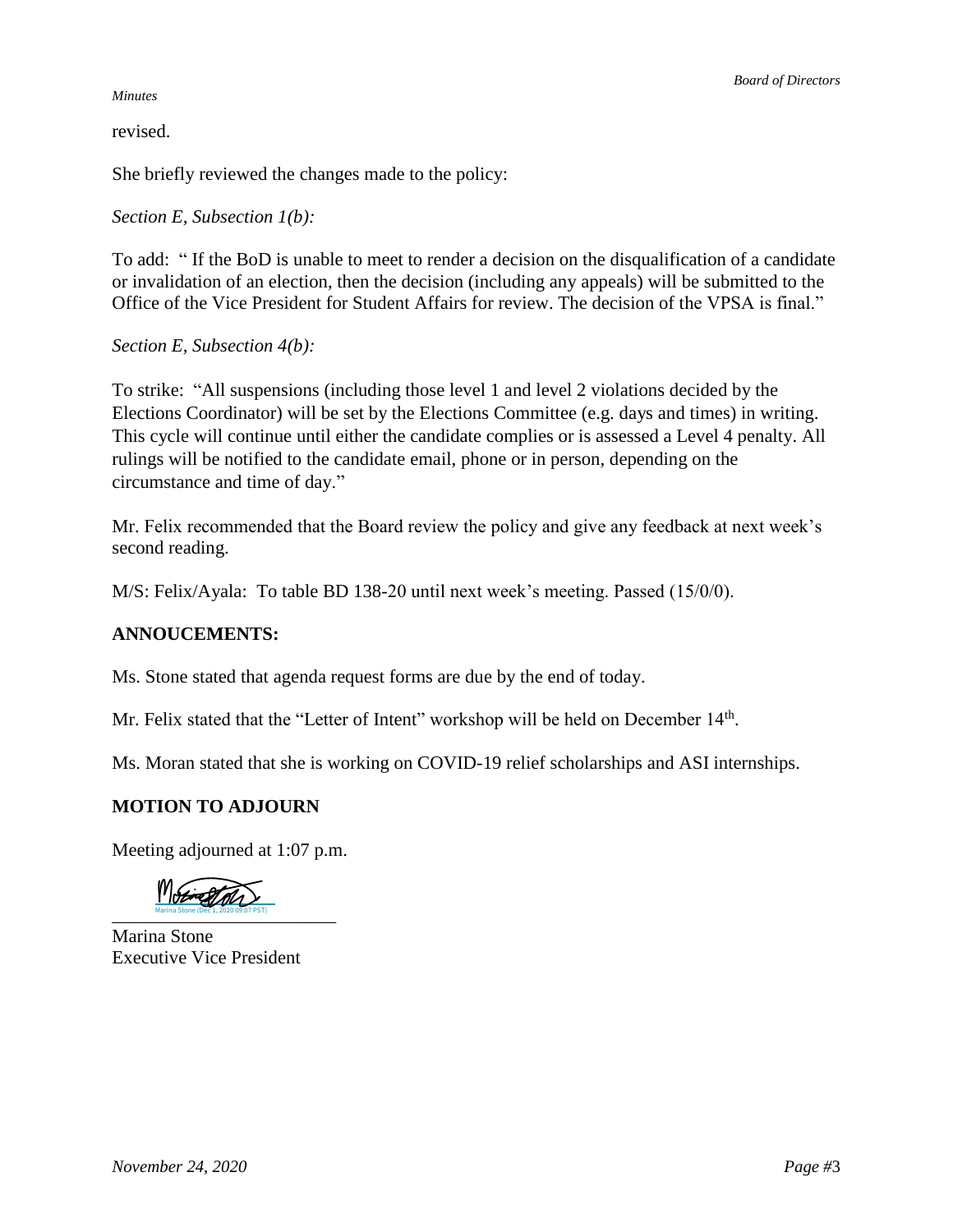revised.

She briefly reviewed the changes made to the policy:

*Section E, Subsection 1(b):*

To add: " If the BoD is unable to meet to render a decision on the disqualification of a candidate or invalidation of an election, then the decision (including any appeals) will be submitted to the Office of the Vice President for Student Affairs for review. The decision of the VPSA is final."

*Section E, Subsection 4(b):*

To strike: "All suspensions (including those level 1 and level 2 violations decided by the Elections Coordinator) will be set by the Elections Committee (e.g. days and times) in writing. This cycle will continue until either the candidate complies or is assessed a Level 4 penalty. All rulings will be notified to the candidate email, phone or in person, depending on the circumstance and time of day."

Mr. Felix recommended that the Board review the policy and give any feedback at next week's second reading.

M/S: Felix/Ayala: To table BD 138-20 until next week's meeting. Passed (15/0/0).

**ANNOUCEMENTS:**

Ms. Stone stated that agenda request forms are due by the end of today.

Mr. Felix stated that the "Letter of Intent" workshop will be held on December 14th.

Ms. Moran stated that she is working on COVID-19 relief scholarships and ASI internships.

**MOTION TO ADJOURN**

Meeting adjourned at 1:07 p.m.

Marina Stone (Dec 1, 2020 09:07 PST)

Marina Stone
Executive Vice President